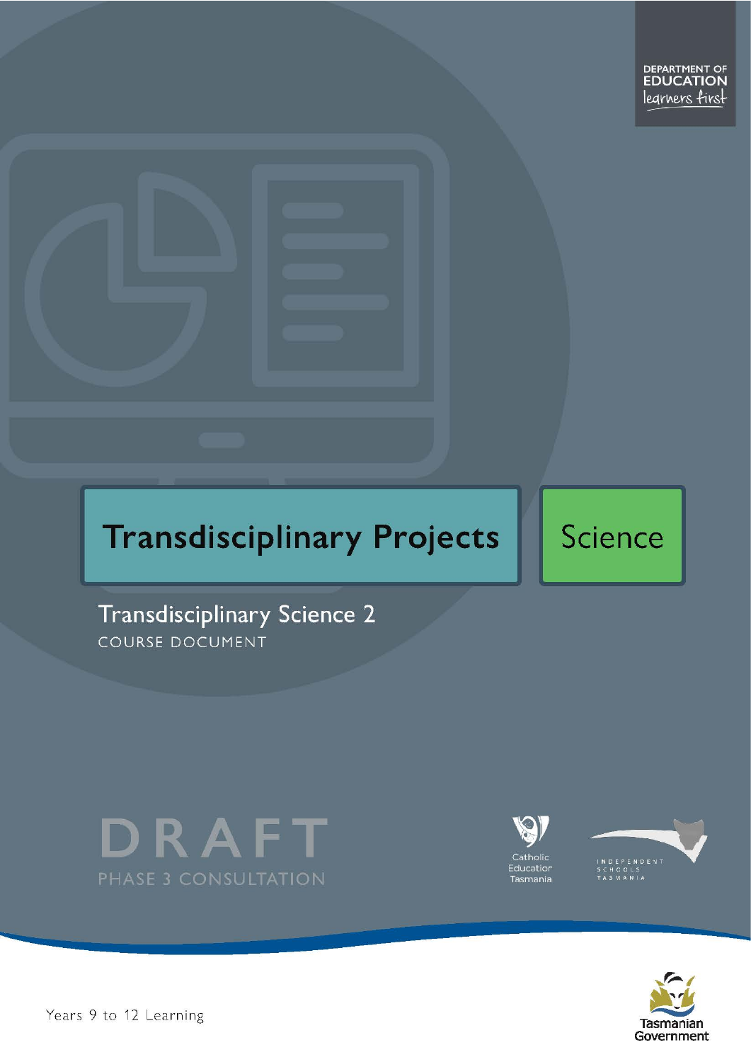DEPARTMENT OF EDUCATION
learners first

# Transdisciplinary Projects

Science

## Transdisciplinary Science 2

COURSE DOCUMENT

DRAFT

PHASE 3 CONSULTATION

Catholic Education Tasmania

INDEPENDENT SCHOOLS TASMANIA

Years 9 to 12 Learning

Tasmanian Government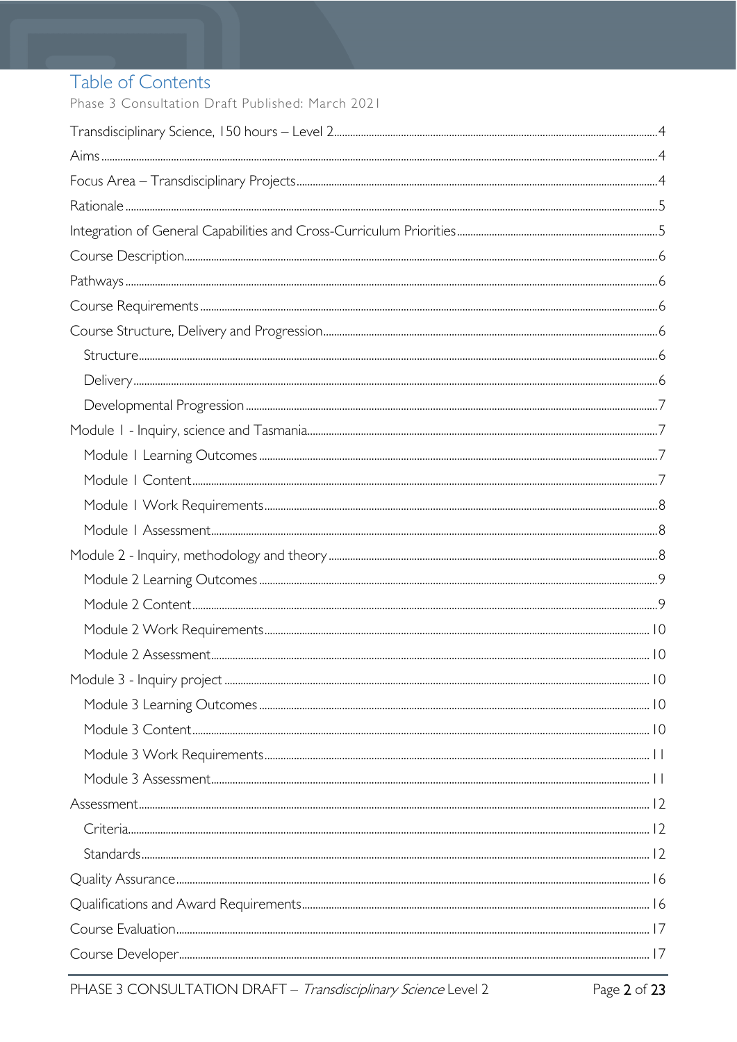# Table of Contents

Phase 3 Consultation Draft Published: March 2021

- Transdisciplinary Science, 150 hours – Level 2 ... 4
- Aims ... 4
- Focus Area – Transdisciplinary Projects ... 4
- Rationale ... 5
- Integration of General Capabilities and Cross-Curriculum Priorities ... 5
- Course Description ... 6
- Pathways ... 6
- Course Requirements ... 6
- Course Structure, Delivery and Progression ... 6
  - Structure ... 6
  - Delivery ... 6
  - Developmental Progression ... 7
- Module 1 - Inquiry, science and Tasmania ... 7
  - Module 1 Learning Outcomes ... 7
  - Module 1 Content ... 7
  - Module 1 Work Requirements ... 8
  - Module 1 Assessment ... 8
- Module 2 - Inquiry, methodology and theory ... 8
  - Module 2 Learning Outcomes ... 9
  - Module 2 Content ... 9
  - Module 2 Work Requirements ... 10
  - Module 2 Assessment ... 10
- Module 3 - Inquiry project ... 10
  - Module 3 Learning Outcomes ... 10
  - Module 3 Content ... 10
  - Module 3 Work Requirements ... 11
  - Module 3 Assessment ... 11
- Assessment ... 12
  - Criteria ... 12
  - Standards ... 12
- Quality Assurance ... 16
- Qualifications and Award Requirements ... 16
- Course Evaluation ... 17
- Course Developer ... 17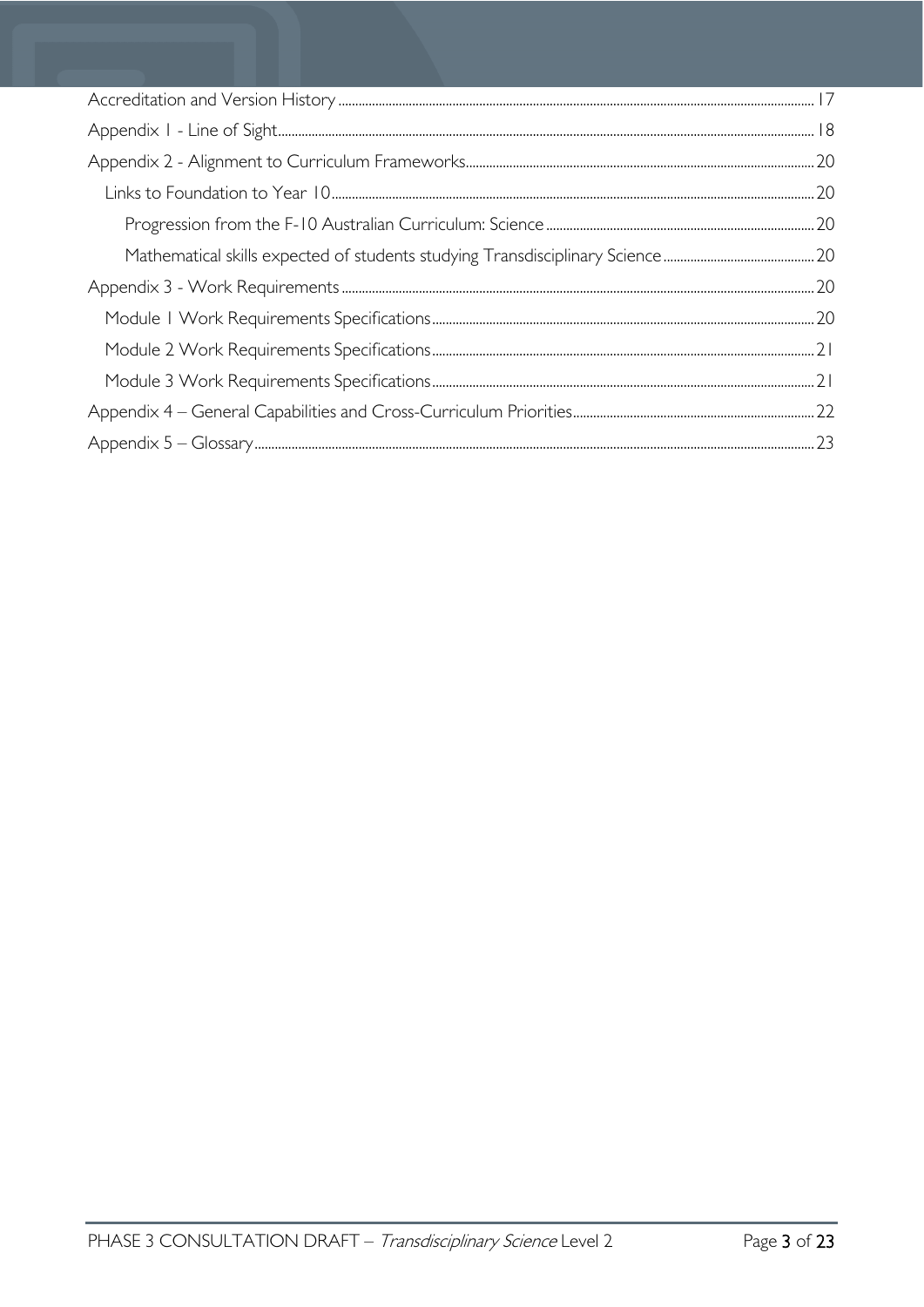- Accreditation and Version History ... 17
- Appendix 1 - Line of Sight ... 18
- Appendix 2 - Alignment to Curriculum Frameworks ... 20
  - Links to Foundation to Year 10 ... 20
    - Progression from the F-10 Australian Curriculum: Science ... 20
    - Mathematical skills expected of students studying Transdisciplinary Science ... 20
- Appendix 3 - Work Requirements ... 20
  - Module 1 Work Requirements Specifications ... 20
  - Module 2 Work Requirements Specifications ... 21
  - Module 3 Work Requirements Specifications ... 21
- Appendix 4 – General Capabilities and Cross-Curriculum Priorities ... 22
- Appendix 5 – Glossary ... 23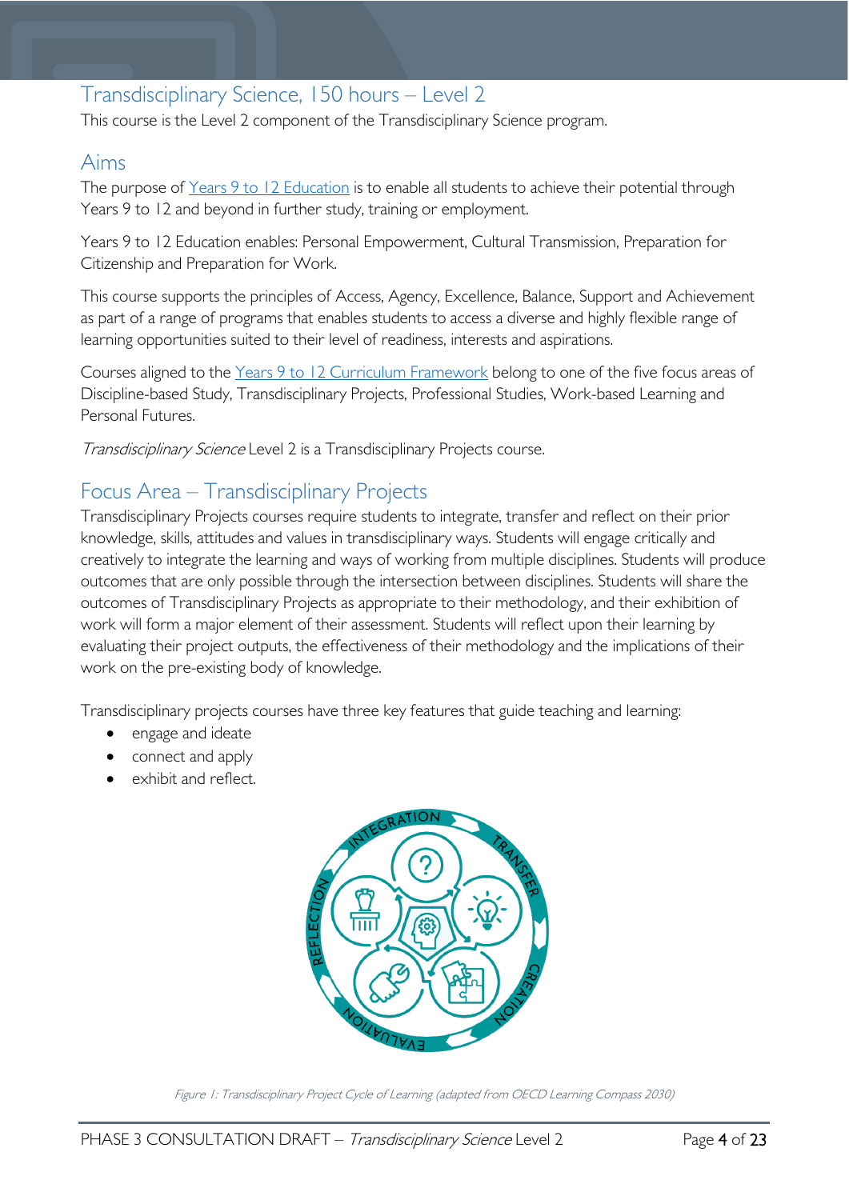## Transdisciplinary Science, 150 hours – Level 2

This course is the Level 2 component of the Transdisciplinary Science program.

## Aims

The purpose of [Years 9 to 12 Education](#) is to enable all students to achieve their potential through Years 9 to 12 and beyond in further study, training or employment.

Years 9 to 12 Education enables: Personal Empowerment, Cultural Transmission, Preparation for Citizenship and Preparation for Work.

This course supports the principles of Access, Agency, Excellence, Balance, Support and Achievement as part of a range of programs that enables students to access a diverse and highly flexible range of learning opportunities suited to their level of readiness, interests and aspirations.

Courses aligned to the [Years 9 to 12 Curriculum Framework](#) belong to one of the five focus areas of Discipline-based Study, Transdisciplinary Projects, Professional Studies, Work-based Learning and Personal Futures.

*Transdisciplinary Science* Level 2 is a Transdisciplinary Projects course.

## Focus Area – Transdisciplinary Projects

Transdisciplinary Projects courses require students to integrate, transfer and reflect on their prior knowledge, skills, attitudes and values in transdisciplinary ways. Students will engage critically and creatively to integrate the learning and ways of working from multiple disciplines. Students will produce outcomes that are only possible through the intersection between disciplines. Students will share the outcomes of Transdisciplinary Projects as appropriate to their methodology, and their exhibition of work will form a major element of their assessment. Students will reflect upon their learning by evaluating their project outputs, the effectiveness of their methodology and the implications of their work on the pre-existing body of knowledge.

Transdisciplinary projects courses have three key features that guide teaching and learning:

- engage and ideate
- connect and apply
- exhibit and reflect.

*Figure 1: Transdisciplinary Project Cycle of Learning (adapted from OECD Learning Compass 2030)*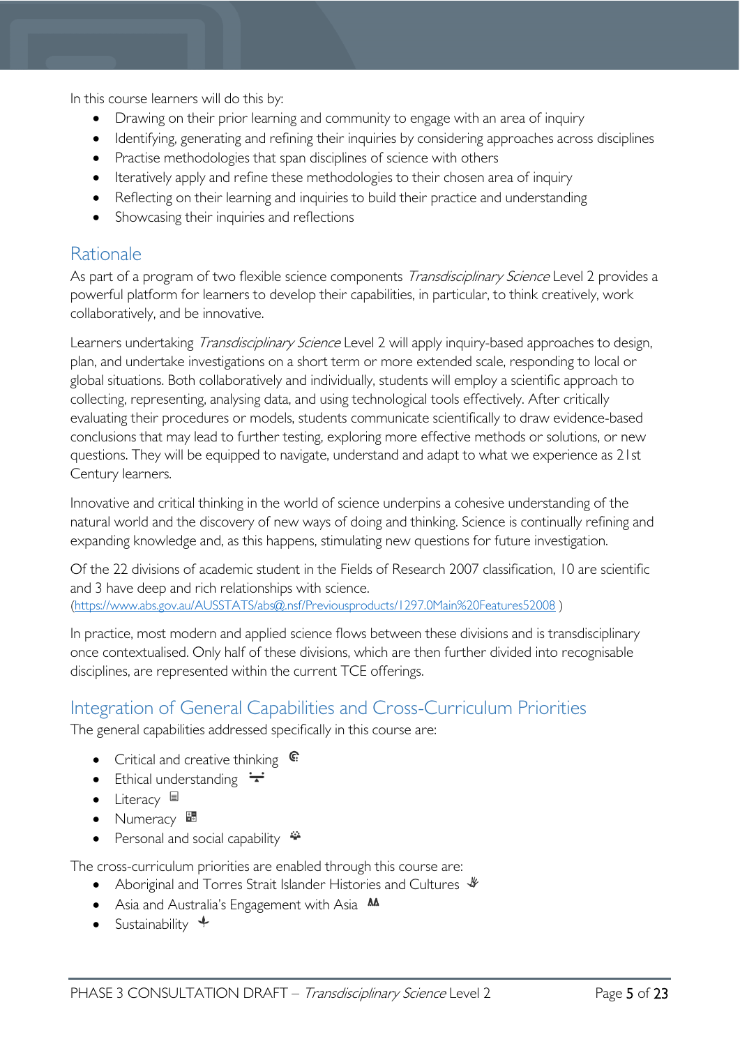In this course learners will do this by:

- Drawing on their prior learning and community to engage with an area of inquiry
- Identifying, generating and refining their inquiries by considering approaches across disciplines
- Practise methodologies that span disciplines of science with others
- Iteratively apply and refine these methodologies to their chosen area of inquiry
- Reflecting on their learning and inquiries to build their practice and understanding
- Showcasing their inquiries and reflections

## Rationale

As part of a program of two flexible science components *Transdisciplinary Science* Level 2 provides a powerful platform for learners to develop their capabilities, in particular, to think creatively, work collaboratively, and be innovative.

Learners undertaking *Transdisciplinary Science* Level 2 will apply inquiry-based approaches to design, plan, and undertake investigations on a short term or more extended scale, responding to local or global situations. Both collaboratively and individually, students will employ a scientific approach to collecting, representing, analysing data, and using technological tools effectively. After critically evaluating their procedures or models, students communicate scientifically to draw evidence-based conclusions that may lead to further testing, exploring more effective methods or solutions, or new questions. They will be equipped to navigate, understand and adapt to what we experience as 21st Century learners.

Innovative and critical thinking in the world of science underpins a cohesive understanding of the natural world and the discovery of new ways of doing and thinking. Science is continually refining and expanding knowledge and, as this happens, stimulating new questions for future investigation.

Of the 22 divisions of academic student in the Fields of Research 2007 classification, 10 are scientific and 3 have deep and rich relationships with science. (https://www.abs.gov.au/AUSSTATS/abs@.nsf/Previousproducts/1297.0Main%20Features52008 )

In practice, most modern and applied science flows between these divisions and is transdisciplinary once contextualised. Only half of these divisions, which are then further divided into recognisable disciplines, are represented within the current TCE offerings.

## Integration of General Capabilities and Cross-Curriculum Priorities

The general capabilities addressed specifically in this course are:

- Critical and creative thinking
- Ethical understanding
- Literacy
- Numeracy
- Personal and social capability

The cross-curriculum priorities are enabled through this course are:

- Aboriginal and Torres Strait Islander Histories and Cultures
- Asia and Australia's Engagement with Asia
- Sustainability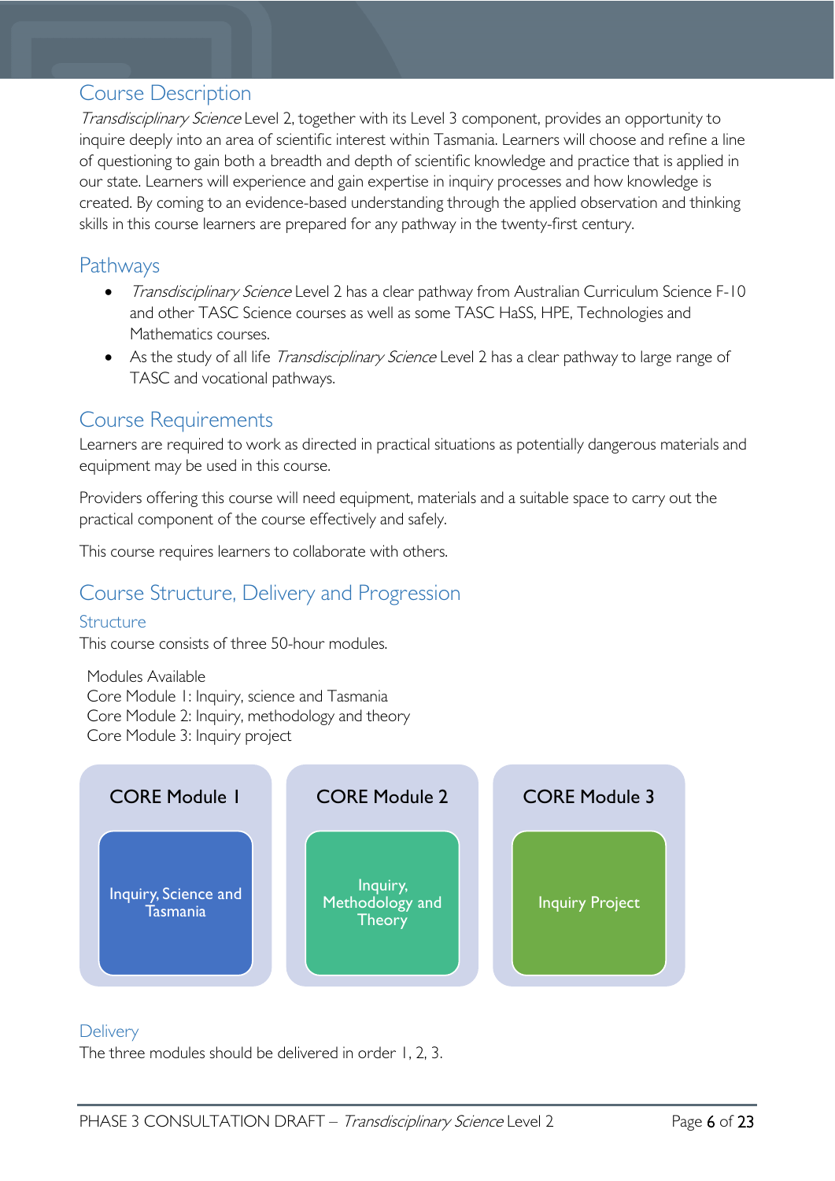## Course Description

*Transdisciplinary Science* Level 2, together with its Level 3 component, provides an opportunity to inquire deeply into an area of scientific interest within Tasmania. Learners will choose and refine a line of questioning to gain both a breadth and depth of scientific knowledge and practice that is applied in our state. Learners will experience and gain expertise in inquiry processes and how knowledge is created. By coming to an evidence-based understanding through the applied observation and thinking skills in this course learners are prepared for any pathway in the twenty-first century.

## Pathways

- *Transdisciplinary Science* Level 2 has a clear pathway from Australian Curriculum Science F-10 and other TASC Science courses as well as some TASC HaSS, HPE, Technologies and Mathematics courses.
- As the study of all life *Transdisciplinary Science* Level 2 has a clear pathway to large range of TASC and vocational pathways.

## Course Requirements

Learners are required to work as directed in practical situations as potentially dangerous materials and equipment may be used in this course.

Providers offering this course will need equipment, materials and a suitable space to carry out the practical component of the course effectively and safely.

This course requires learners to collaborate with others.

## Course Structure, Delivery and Progression

### Structure

This course consists of three 50-hour modules.

Modules Available
Core Module 1: Inquiry, science and Tasmania
Core Module 2: Inquiry, methodology and theory
Core Module 3: Inquiry project

| CORE Module 1 | CORE Module 2 | CORE Module 3 |
|---|---|---|
| Inquiry, Science and Tasmania | Inquiry, Methodology and Theory | Inquiry Project |

### Delivery

The three modules should be delivered in order 1, 2, 3.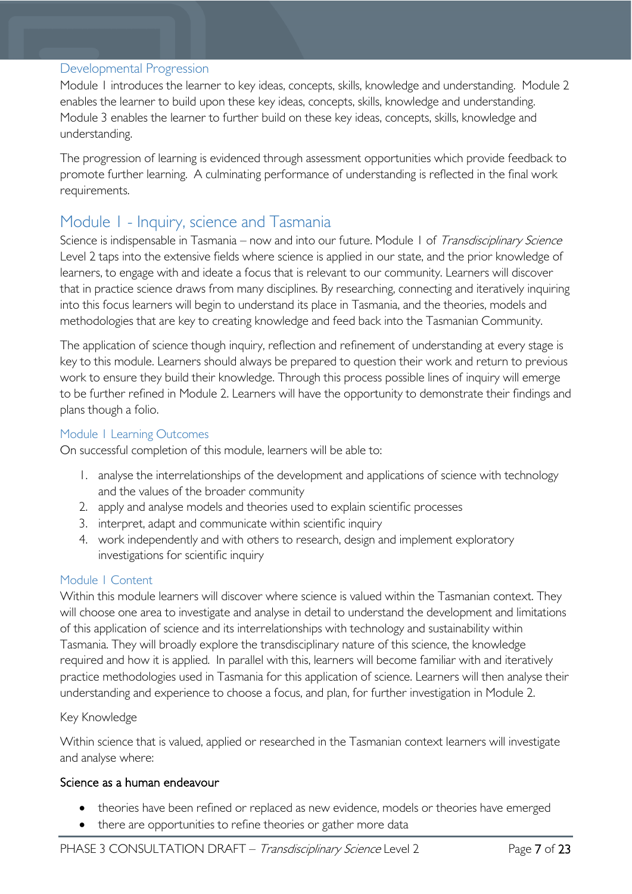### Developmental Progression

Module 1 introduces the learner to key ideas, concepts, skills, knowledge and understanding. Module 2 enables the learner to build upon these key ideas, concepts, skills, knowledge and understanding. Module 3 enables the learner to further build on these key ideas, concepts, skills, knowledge and understanding.

The progression of learning is evidenced through assessment opportunities which provide feedback to promote further learning. A culminating performance of understanding is reflected in the final work requirements.

## Module 1 - Inquiry, science and Tasmania

Science is indispensable in Tasmania – now and into our future. Module 1 of *Transdisciplinary Science* Level 2 taps into the extensive fields where science is applied in our state, and the prior knowledge of learners, to engage with and ideate a focus that is relevant to our community. Learners will discover that in practice science draws from many disciplines. By researching, connecting and iteratively inquiring into this focus learners will begin to understand its place in Tasmania, and the theories, models and methodologies that are key to creating knowledge and feed back into the Tasmanian Community.

The application of science though inquiry, reflection and refinement of understanding at every stage is key to this module. Learners should always be prepared to question their work and return to previous work to ensure they build their knowledge. Through this process possible lines of inquiry will emerge to be further refined in Module 2. Learners will have the opportunity to demonstrate their findings and plans though a folio.

### Module 1 Learning Outcomes

On successful completion of this module, learners will be able to:

1. analyse the interrelationships of the development and applications of science with technology and the values of the broader community
2. apply and analyse models and theories used to explain scientific processes
3. interpret, adapt and communicate within scientific inquiry
4. work independently and with others to research, design and implement exploratory investigations for scientific inquiry

### Module 1 Content

Within this module learners will discover where science is valued within the Tasmanian context. They will choose one area to investigate and analyse in detail to understand the development and limitations of this application of science and its interrelationships with technology and sustainability within Tasmania. They will broadly explore the transdisciplinary nature of this science, the knowledge required and how it is applied. In parallel with this, learners will become familiar with and iteratively practice methodologies used in Tasmania for this application of science. Learners will then analyse their understanding and experience to choose a focus, and plan, for further investigation in Module 2.

Key Knowledge

Within science that is valued, applied or researched in the Tasmanian context learners will investigate and analyse where:

#### Science as a human endeavour

- theories have been refined or replaced as new evidence, models or theories have emerged
- there are opportunities to refine theories or gather more data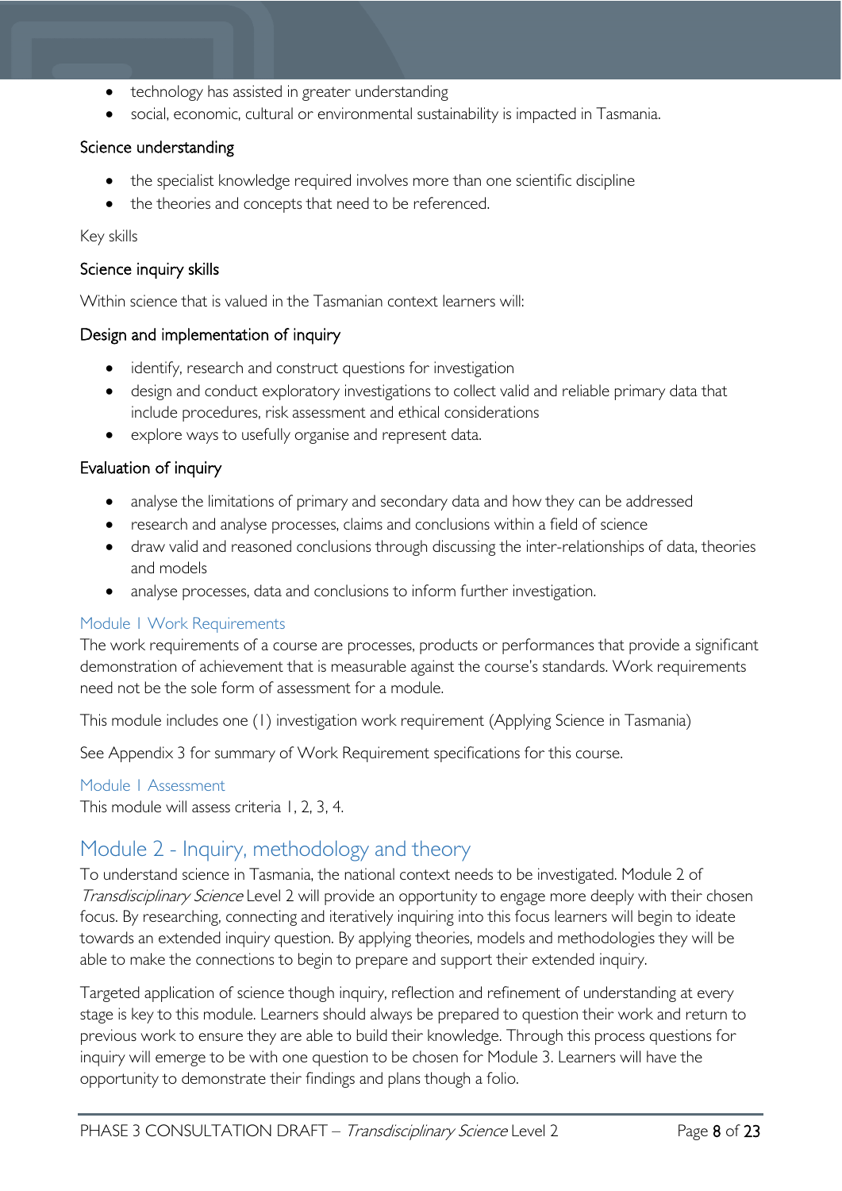- technology has assisted in greater understanding
- social, economic, cultural or environmental sustainability is impacted in Tasmania.

### Science understanding

- the specialist knowledge required involves more than one scientific discipline
- the theories and concepts that need to be referenced.

Key skills

### Science inquiry skills

Within science that is valued in the Tasmanian context learners will:

### Design and implementation of inquiry

- identify, research and construct questions for investigation
- design and conduct exploratory investigations to collect valid and reliable primary data that include procedures, risk assessment and ethical considerations
- explore ways to usefully organise and represent data.

### Evaluation of inquiry

- analyse the limitations of primary and secondary data and how they can be addressed
- research and analyse processes, claims and conclusions within a field of science
- draw valid and reasoned conclusions through discussing the inter-relationships of data, theories and models
- analyse processes, data and conclusions to inform further investigation.

### Module 1 Work Requirements

The work requirements of a course are processes, products or performances that provide a significant demonstration of achievement that is measurable against the course's standards. Work requirements need not be the sole form of assessment for a module.

This module includes one (1) investigation work requirement (Applying Science in Tasmania)

See Appendix 3 for summary of Work Requirement specifications for this course.

### Module 1 Assessment

This module will assess criteria 1, 2, 3, 4.

## Module 2 - Inquiry, methodology and theory

To understand science in Tasmania, the national context needs to be investigated. Module 2 of *Transdisciplinary Science* Level 2 will provide an opportunity to engage more deeply with their chosen focus. By researching, connecting and iteratively inquiring into this focus learners will begin to ideate towards an extended inquiry question. By applying theories, models and methodologies they will be able to make the connections to begin to prepare and support their extended inquiry.

Targeted application of science though inquiry, reflection and refinement of understanding at every stage is key to this module. Learners should always be prepared to question their work and return to previous work to ensure they are able to build their knowledge. Through this process questions for inquiry will emerge to be with one question to be chosen for Module 3. Learners will have the opportunity to demonstrate their findings and plans though a folio.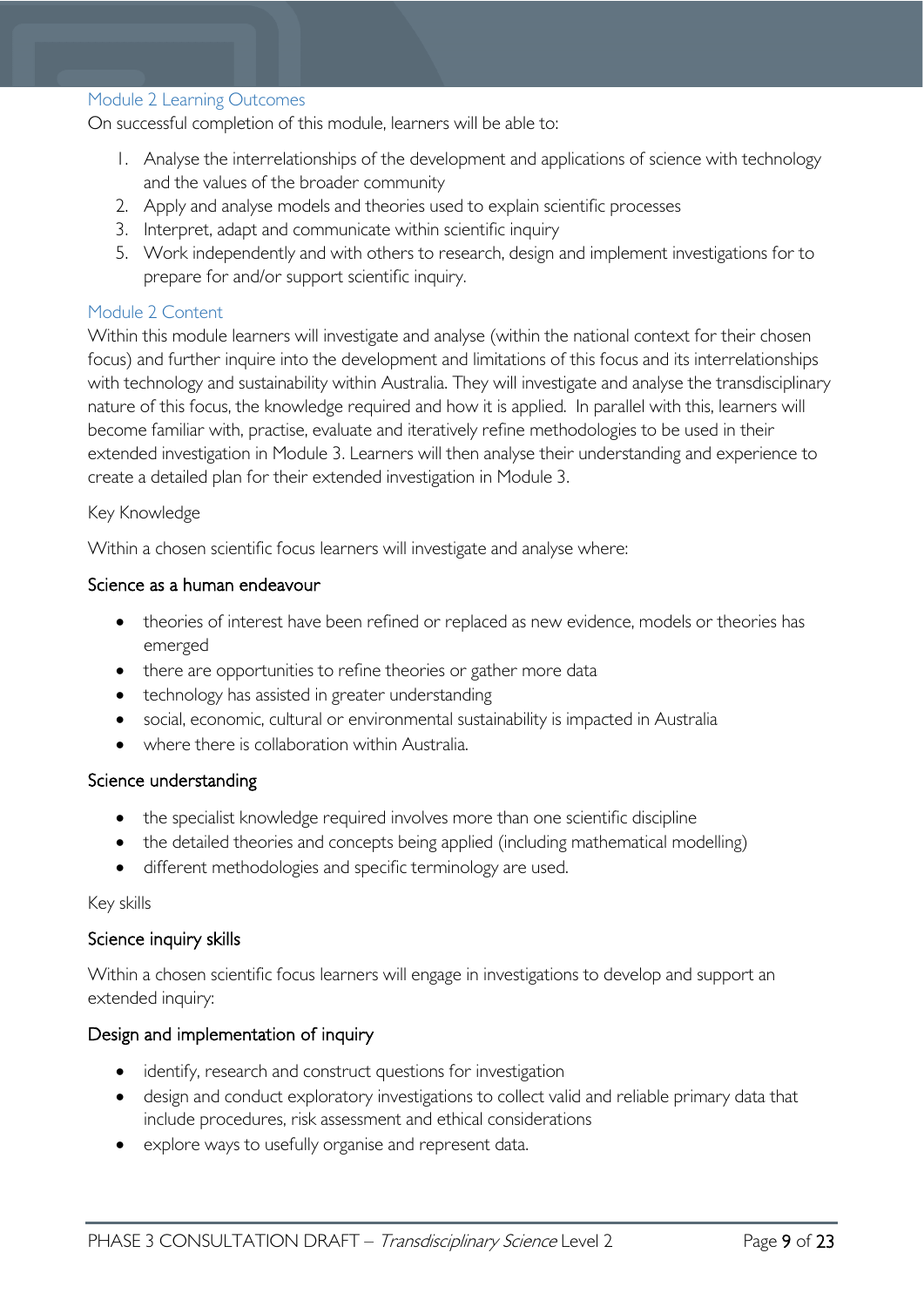### Module 2 Learning Outcomes

On successful completion of this module, learners will be able to:

1. Analyse the interrelationships of the development and applications of science with technology and the values of the broader community
2. Apply and analyse models and theories used to explain scientific processes
3. Interpret, adapt and communicate within scientific inquiry
5. Work independently and with others to research, design and implement investigations for to prepare for and/or support scientific inquiry.

### Module 2 Content

Within this module learners will investigate and analyse (within the national context for their chosen focus) and further inquire into the development and limitations of this focus and its interrelationships with technology and sustainability within Australia. They will investigate and analyse the transdisciplinary nature of this focus, the knowledge required and how it is applied. In parallel with this, learners will become familiar with, practise, evaluate and iteratively refine methodologies to be used in their extended investigation in Module 3. Learners will then analyse their understanding and experience to create a detailed plan for their extended investigation in Module 3.

Key Knowledge

Within a chosen scientific focus learners will investigate and analyse where:

#### Science as a human endeavour

- theories of interest have been refined or replaced as new evidence, models or theories has emerged
- there are opportunities to refine theories or gather more data
- technology has assisted in greater understanding
- social, economic, cultural or environmental sustainability is impacted in Australia
- where there is collaboration within Australia.

#### Science understanding

- the specialist knowledge required involves more than one scientific discipline
- the detailed theories and concepts being applied (including mathematical modelling)
- different methodologies and specific terminology are used.

Key skills

#### Science inquiry skills

Within a chosen scientific focus learners will engage in investigations to develop and support an extended inquiry:

#### Design and implementation of inquiry

- identify, research and construct questions for investigation
- design and conduct exploratory investigations to collect valid and reliable primary data that include procedures, risk assessment and ethical considerations
- explore ways to usefully organise and represent data.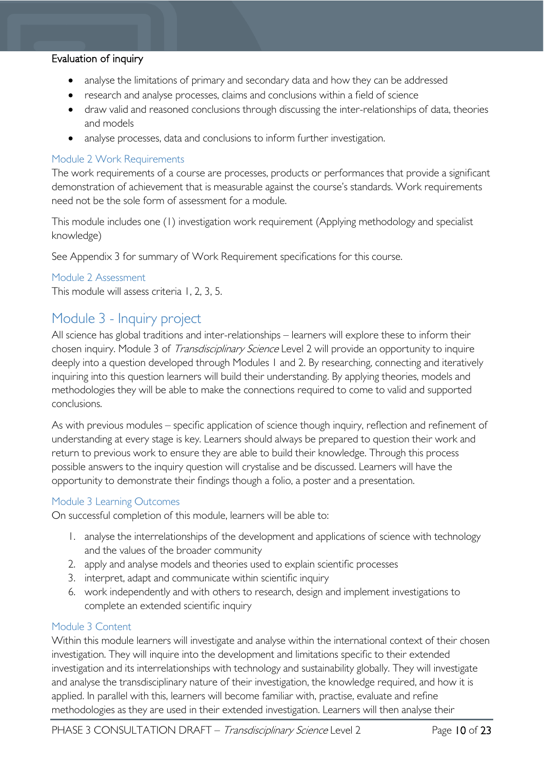#### Evaluation of inquiry

- analyse the limitations of primary and secondary data and how they can be addressed
- research and analyse processes, claims and conclusions within a field of science
- draw valid and reasoned conclusions through discussing the inter-relationships of data, theories and models
- analyse processes, data and conclusions to inform further investigation.

### Module 2 Work Requirements

The work requirements of a course are processes, products or performances that provide a significant demonstration of achievement that is measurable against the course's standards. Work requirements need not be the sole form of assessment for a module.

This module includes one (1) investigation work requirement (Applying methodology and specialist knowledge)

See Appendix 3 for summary of Work Requirement specifications for this course.

### Module 2 Assessment

This module will assess criteria 1, 2, 3, 5.

## Module 3 - Inquiry project

All science has global traditions and inter-relationships – learners will explore these to inform their chosen inquiry. Module 3 of *Transdisciplinary Science* Level 2 will provide an opportunity to inquire deeply into a question developed through Modules 1 and 2. By researching, connecting and iteratively inquiring into this question learners will build their understanding. By applying theories, models and methodologies they will be able to make the connections required to come to valid and supported conclusions.

As with previous modules – specific application of science though inquiry, reflection and refinement of understanding at every stage is key. Learners should always be prepared to question their work and return to previous work to ensure they are able to build their knowledge. Through this process possible answers to the inquiry question will crystalise and be discussed. Learners will have the opportunity to demonstrate their findings though a folio, a poster and a presentation.

### Module 3 Learning Outcomes

On successful completion of this module, learners will be able to:

1. analyse the interrelationships of the development and applications of science with technology and the values of the broader community
2. apply and analyse models and theories used to explain scientific processes
3. interpret, adapt and communicate within scientific inquiry
6. work independently and with others to research, design and implement investigations to complete an extended scientific inquiry

### Module 3 Content

Within this module learners will investigate and analyse within the international context of their chosen investigation. They will inquire into the development and limitations specific to their extended investigation and its interrelationships with technology and sustainability globally. They will investigate and analyse the transdisciplinary nature of their investigation, the knowledge required, and how it is applied. In parallel with this, learners will become familiar with, practise, evaluate and refine methodologies as they are used in their extended investigation. Learners will then analyse their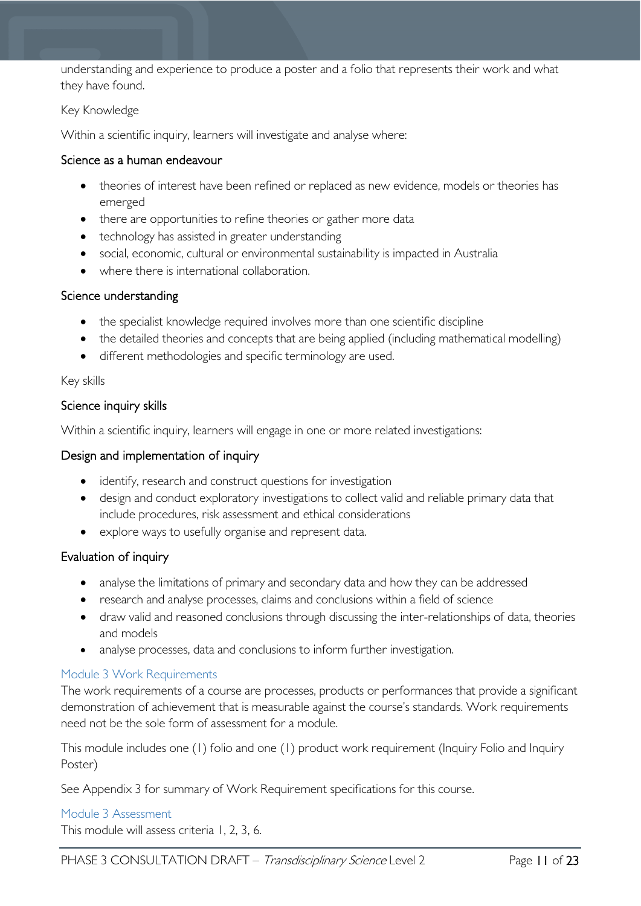understanding and experience to produce a poster and a folio that represents their work and what they have found.

Key Knowledge

Within a scientific inquiry, learners will investigate and analyse where:

#### Science as a human endeavour

- theories of interest have been refined or replaced as new evidence, models or theories has emerged
- there are opportunities to refine theories or gather more data
- technology has assisted in greater understanding
- social, economic, cultural or environmental sustainability is impacted in Australia
- where there is international collaboration.

#### Science understanding

- the specialist knowledge required involves more than one scientific discipline
- the detailed theories and concepts that are being applied (including mathematical modelling)
- different methodologies and specific terminology are used.

Key skills

#### Science inquiry skills

Within a scientific inquiry, learners will engage in one or more related investigations:

#### Design and implementation of inquiry

- identify, research and construct questions for investigation
- design and conduct exploratory investigations to collect valid and reliable primary data that include procedures, risk assessment and ethical considerations
- explore ways to usefully organise and represent data.

#### Evaluation of inquiry

- analyse the limitations of primary and secondary data and how they can be addressed
- research and analyse processes, claims and conclusions within a field of science
- draw valid and reasoned conclusions through discussing the inter-relationships of data, theories and models
- analyse processes, data and conclusions to inform further investigation.

### Module 3 Work Requirements

The work requirements of a course are processes, products or performances that provide a significant demonstration of achievement that is measurable against the course's standards. Work requirements need not be the sole form of assessment for a module.

This module includes one (1) folio and one (1) product work requirement (Inquiry Folio and Inquiry Poster)

See Appendix 3 for summary of Work Requirement specifications for this course.

### Module 3 Assessment

This module will assess criteria 1, 2, 3, 6.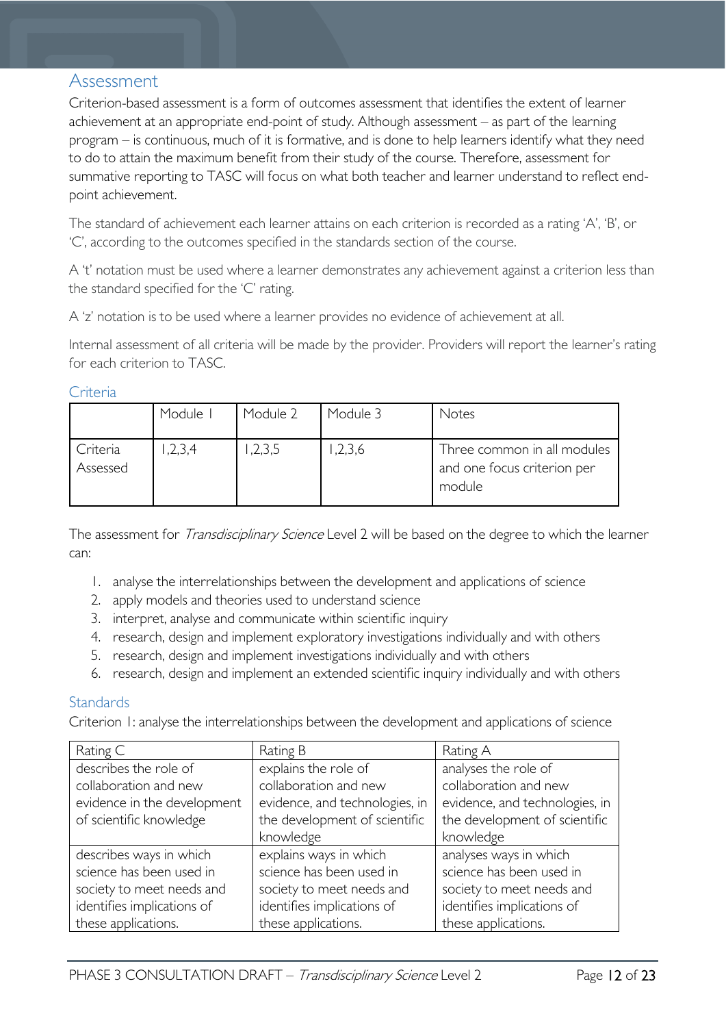## Assessment

Criterion-based assessment is a form of outcomes assessment that identifies the extent of learner achievement at an appropriate end-point of study. Although assessment – as part of the learning program – is continuous, much of it is formative, and is done to help learners identify what they need to do to attain the maximum benefit from their study of the course. Therefore, assessment for summative reporting to TASC will focus on what both teacher and learner understand to reflect end-point achievement.

The standard of achievement each learner attains on each criterion is recorded as a rating 'A', 'B', or 'C', according to the outcomes specified in the standards section of the course.

A 't' notation must be used where a learner demonstrates any achievement against a criterion less than the standard specified for the 'C' rating.

A 'z' notation is to be used where a learner provides no evidence of achievement at all.

Internal assessment of all criteria will be made by the provider. Providers will report the learner's rating for each criterion to TASC.

### Criteria

| | Module 1 | Module 2 | Module 3 | Notes |
|---|---|---|---|---|
| Criteria Assessed | 1,2,3,4 | 1,2,3,5 | 1,2,3,6 | Three common in all modules and one focus criterion per module |

The assessment for *Transdisciplinary Science* Level 2 will be based on the degree to which the learner can:

1. analyse the interrelationships between the development and applications of science
2. apply models and theories used to understand science
3. interpret, analyse and communicate within scientific inquiry
4. research, design and implement exploratory investigations individually and with others
5. research, design and implement investigations individually and with others
6. research, design and implement an extended scientific inquiry individually and with others

### Standards

Criterion 1: analyse the interrelationships between the development and applications of science

| Rating C | Rating B | Rating A |
|---|---|---|
| describes the role of collaboration and new evidence in the development of scientific knowledge | explains the role of collaboration and new evidence, and technologies, in the development of scientific knowledge | analyses the role of collaboration and new evidence, and technologies, in the development of scientific knowledge |
| describes ways in which science has been used in society to meet needs and identifies implications of these applications. | explains ways in which science has been used in society to meet needs and identifies implications of these applications. | analyses ways in which science has been used in society to meet needs and identifies implications of these applications. |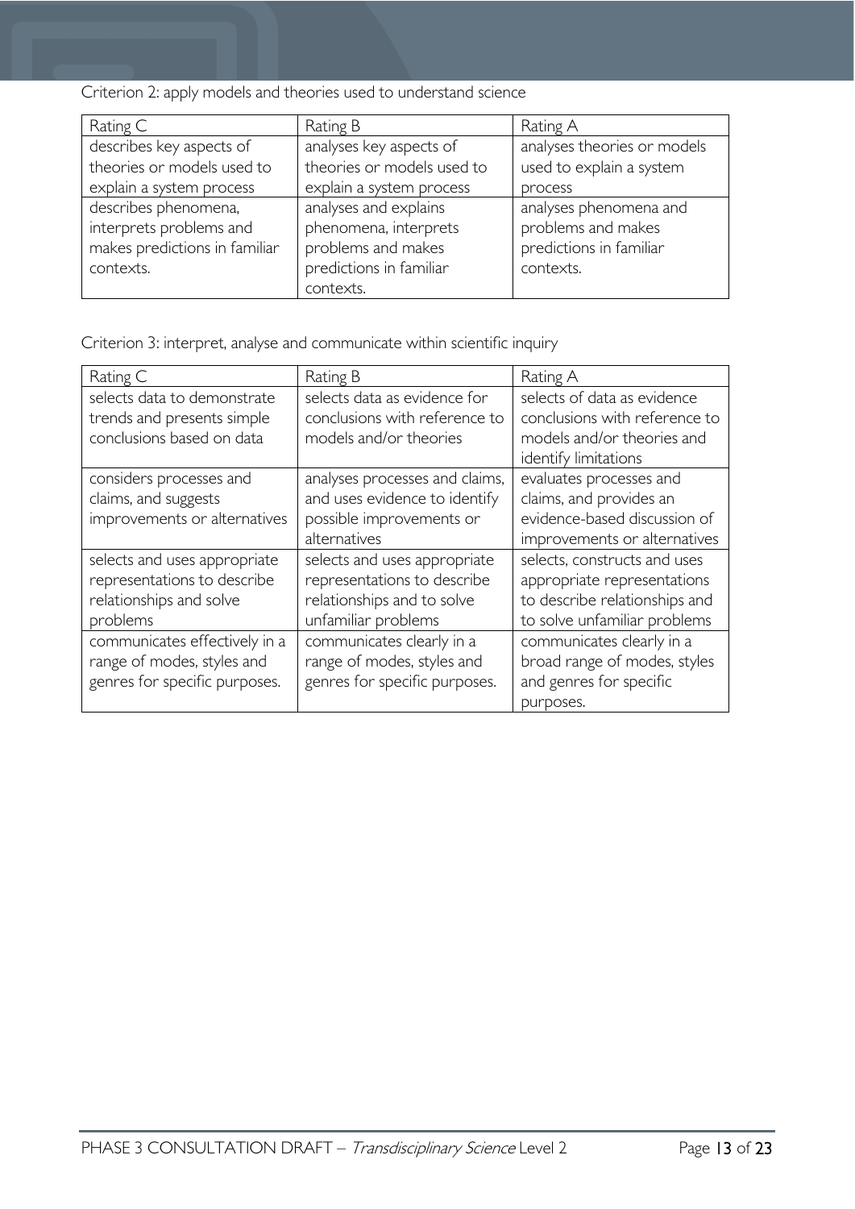Criterion 2: apply models and theories used to understand science

| Rating C | Rating B | Rating A |
|---|---|---|
| describes key aspects of theories or models used to explain a system process | analyses key aspects of theories or models used to explain a system process | analyses theories or models used to explain a system process |
| describes phenomena, interprets problems and makes predictions in familiar contexts. | analyses and explains phenomena, interprets problems and makes predictions in familiar contexts. | analyses phenomena and problems and makes predictions in familiar contexts. |

Criterion 3: interpret, analyse and communicate within scientific inquiry

| Rating C | Rating B | Rating A |
|---|---|---|
| selects data to demonstrate trends and presents simple conclusions based on data | selects data as evidence for conclusions with reference to models and/or theories | selects of data as evidence conclusions with reference to models and/or theories and identify limitations |
| considers processes and claims, and suggests improvements or alternatives | analyses processes and claims, and uses evidence to identify possible improvements or alternatives | evaluates processes and claims, and provides an evidence-based discussion of improvements or alternatives |
| selects and uses appropriate representations to describe relationships and solve problems | selects and uses appropriate representations to describe relationships and to solve unfamiliar problems | selects, constructs and uses appropriate representations to describe relationships and to solve unfamiliar problems |
| communicates effectively in a range of modes, styles and genres for specific purposes. | communicates clearly in a range of modes, styles and genres for specific purposes. | communicates clearly in a broad range of modes, styles and genres for specific purposes. |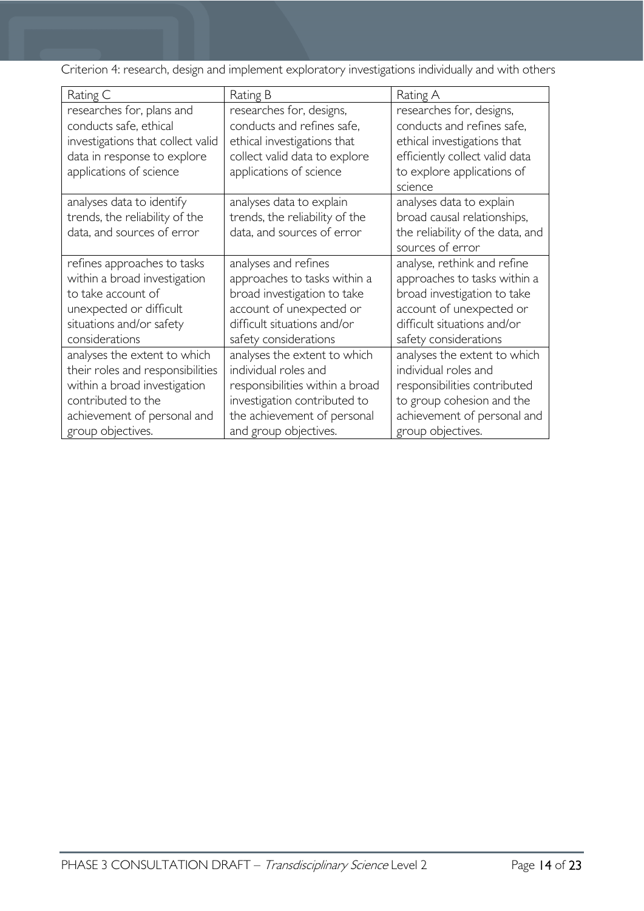Criterion 4: research, design and implement exploratory investigations individually and with others

| Rating C | Rating B | Rating A |
|---|---|---|
| researches for, plans and conducts safe, ethical investigations that collect valid data in response to explore applications of science | researches for, designs, conducts and refines safe, ethical investigations that collect valid data to explore applications of science | researches for, designs, conducts and refines safe, ethical investigations that efficiently collect valid data to explore applications of science |
| analyses data to identify trends, the reliability of the data, and sources of error | analyses data to explain trends, the reliability of the data, and sources of error | analyses data to explain broad causal relationships, the reliability of the data, and sources of error |
| refines approaches to tasks within a broad investigation to take account of unexpected or difficult situations and/or safety considerations | analyses and refines approaches to tasks within a broad investigation to take account of unexpected or difficult situations and/or safety considerations | analyse, rethink and refine approaches to tasks within a broad investigation to take account of unexpected or difficult situations and/or safety considerations |
| analyses the extent to which their roles and responsibilities within a broad investigation contributed to the achievement of personal and group objectives. | analyses the extent to which individual roles and responsibilities within a broad investigation contributed to the achievement of personal and group objectives. | analyses the extent to which individual roles and responsibilities contributed to group cohesion and the achievement of personal and group objectives. |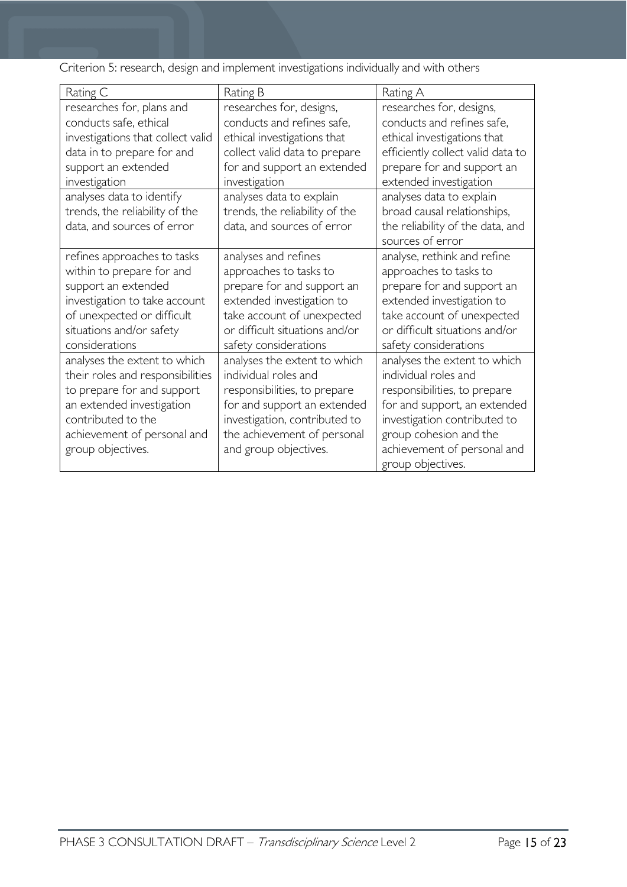Criterion 5: research, design and implement investigations individually and with others

| Rating C | Rating B | Rating A |
| --- | --- | --- |
| researches for, plans and conducts safe, ethical investigations that collect valid data in to prepare for and support an extended investigation | researches for, designs, conducts and refines safe, ethical investigations that collect valid data to prepare for and support an extended investigation | researches for, designs, conducts and refines safe, ethical investigations that efficiently collect valid data to prepare for and support an extended investigation |
| analyses data to identify trends, the reliability of the data, and sources of error | analyses data to explain trends, the reliability of the data, and sources of error | analyses data to explain broad causal relationships, the reliability of the data, and sources of error |
| refines approaches to tasks within to prepare for and support an extended investigation to take account of unexpected or difficult situations and/or safety considerations | analyses and refines approaches to tasks to prepare for and support an extended investigation to take account of unexpected or difficult situations and/or safety considerations | analyse, rethink and refine approaches to tasks to prepare for and support an extended investigation to take account of unexpected or difficult situations and/or safety considerations |
| analyses the extent to which their roles and responsibilities to prepare for and support an extended investigation contributed to the achievement of personal and group objectives. | analyses the extent to which individual roles and responsibilities, to prepare for and support an extended investigation, contributed to the achievement of personal and group objectives. | analyses the extent to which individual roles and responsibilities, to prepare for and support, an extended investigation contributed to group cohesion and the achievement of personal and group objectives. |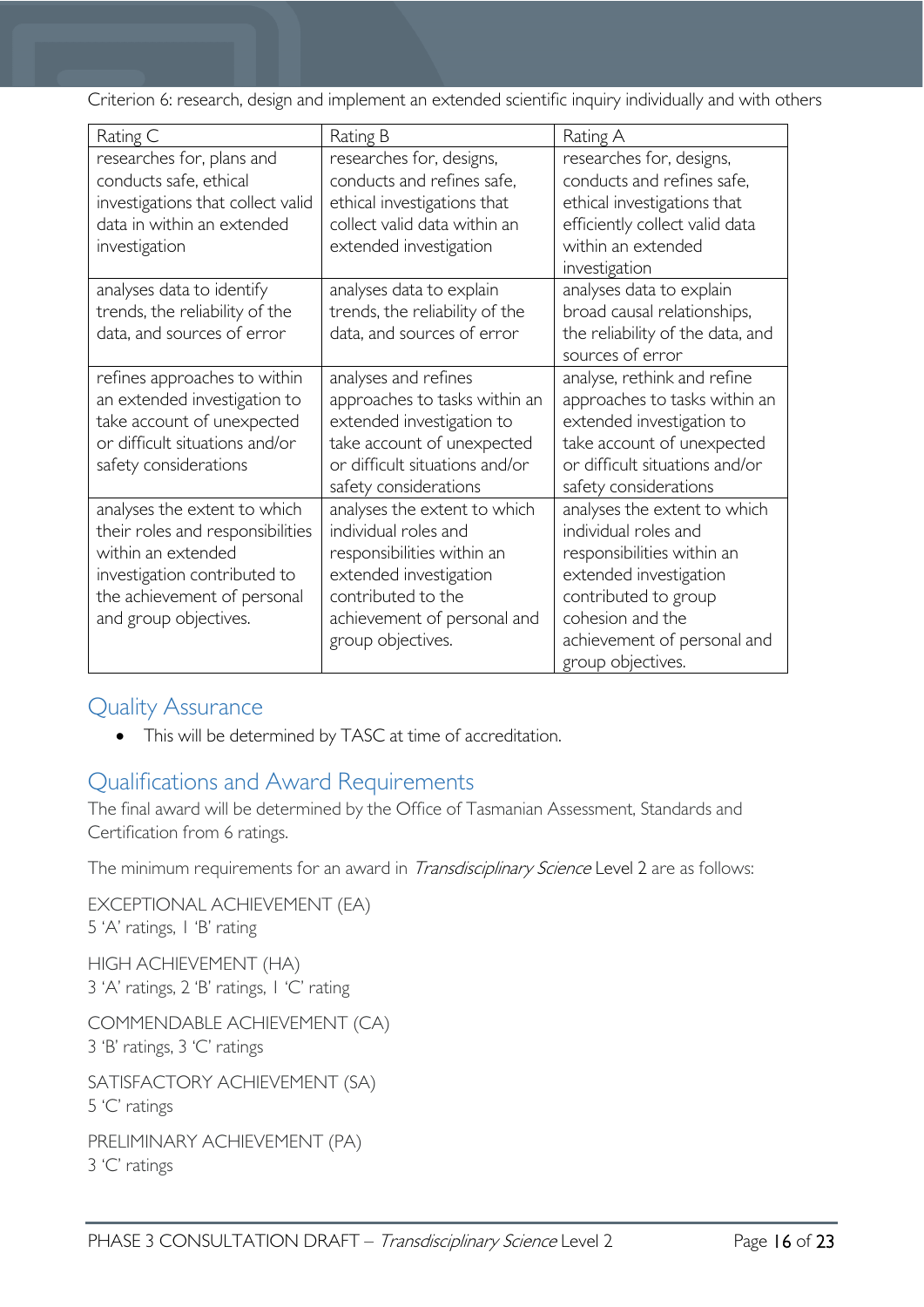Criterion 6: research, design and implement an extended scientific inquiry individually and with others

| Rating C | Rating B | Rating A |
|---|---|---|
| researches for, plans and conducts safe, ethical investigations that collect valid data in within an extended investigation | researches for, designs, conducts and refines safe, ethical investigations that collect valid data within an extended investigation | researches for, designs, conducts and refines safe, ethical investigations that efficiently collect valid data within an extended investigation |
| analyses data to identify trends, the reliability of the data, and sources of error | analyses data to explain trends, the reliability of the data, and sources of error | analyses data to explain broad causal relationships, the reliability of the data, and sources of error |
| refines approaches to within an extended investigation to take account of unexpected or difficult situations and/or safety considerations | analyses and refines approaches to tasks within an extended investigation to take account of unexpected or difficult situations and/or safety considerations | analyse, rethink and refine approaches to tasks within an extended investigation to take account of unexpected or difficult situations and/or safety considerations |
| analyses the extent to which their roles and responsibilities within an extended investigation contributed to the achievement of personal and group objectives. | analyses the extent to which individual roles and responsibilities within an extended investigation contributed to the achievement of personal and group objectives. | analyses the extent to which individual roles and responsibilities within an extended investigation contributed to group cohesion and the achievement of personal and group objectives. |

## Quality Assurance

- This will be determined by TASC at time of accreditation.

## Qualifications and Award Requirements

The final award will be determined by the Office of Tasmanian Assessment, Standards and Certification from 6 ratings.

The minimum requirements for an award in *Transdisciplinary Science* Level 2 are as follows:

EXCEPTIONAL ACHIEVEMENT (EA)
5 'A' ratings, 1 'B' rating

HIGH ACHIEVEMENT (HA)
3 'A' ratings, 2 'B' ratings, 1 'C' rating

COMMENDABLE ACHIEVEMENT (CA)
3 'B' ratings, 3 'C' ratings

SATISFACTORY ACHIEVEMENT (SA)
5 'C' ratings

PRELIMINARY ACHIEVEMENT (PA)
3 'C' ratings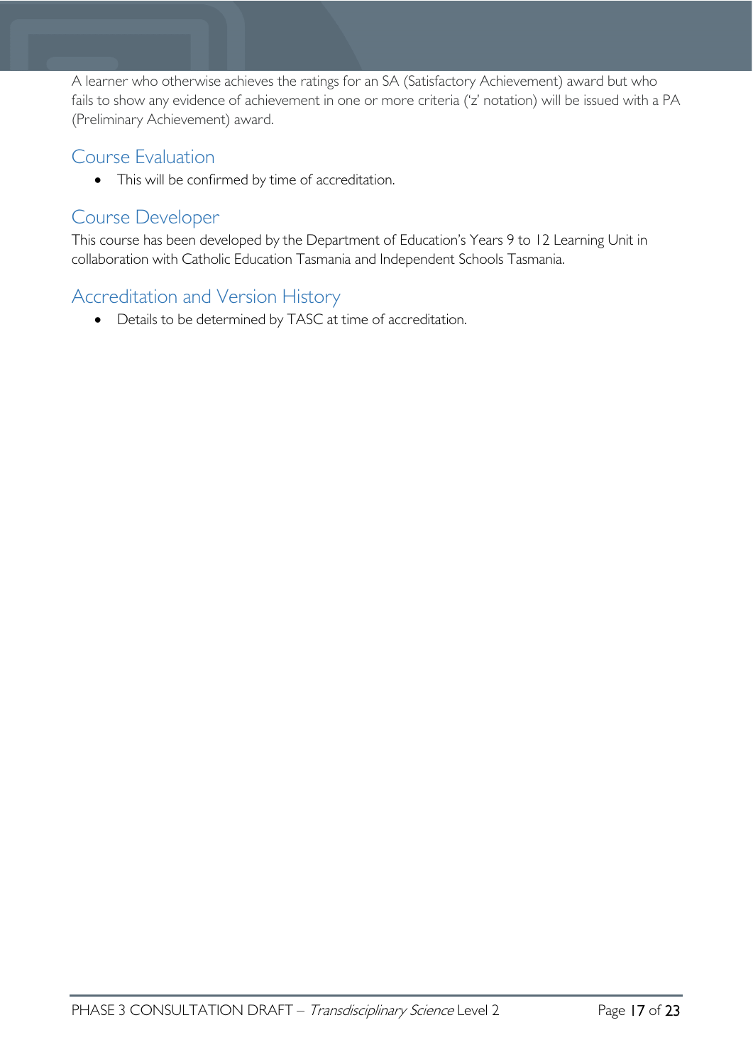A learner who otherwise achieves the ratings for an SA (Satisfactory Achievement) award but who fails to show any evidence of achievement in one or more criteria ('z' notation) will be issued with a PA (Preliminary Achievement) award.

## Course Evaluation

- This will be confirmed by time of accreditation.

## Course Developer

This course has been developed by the Department of Education's Years 9 to 12 Learning Unit in collaboration with Catholic Education Tasmania and Independent Schools Tasmania.

## Accreditation and Version History

- Details to be determined by TASC at time of accreditation.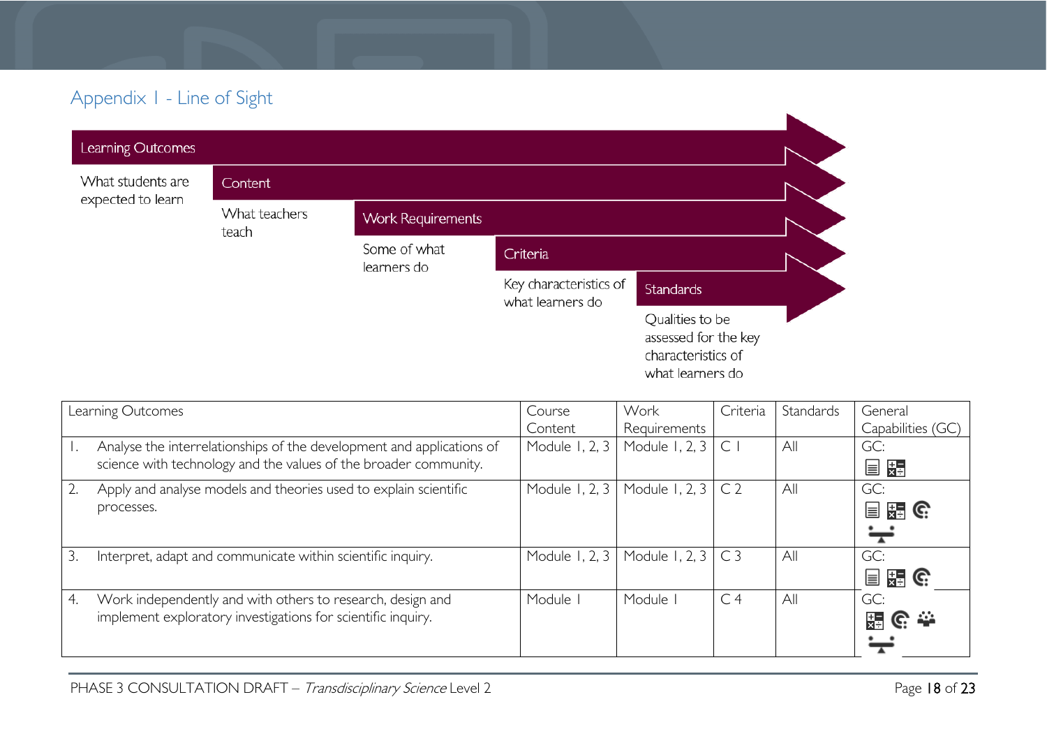## Appendix 1 - Line of Sight

**Learning Outcomes** — What students are expected to learn

**Content** — What teachers teach

**Work Requirements** — Some of what learners do

**Criteria** — Key characteristics of what learners do

**Standards** — Qualities to be assessed for the key characteristics of what learners do

| Learning Outcomes | Course Content | Work Requirements | Criteria | Standards | General Capabilities (GC) |
|---|---|---|---|---|---|
| 1. Analyse the interrelationships of the development and applications of science with technology and the values of the broader community. | Module 1, 2, 3 | Module 1, 2, 3 | C 1 | All | GC: |
| 2. Apply and analyse models and theories used to explain scientific processes. | Module 1, 2, 3 | Module 1, 2, 3 | C 2 | All | GC: |
| 3. Interpret, adapt and communicate within scientific inquiry. | Module 1, 2, 3 | Module 1, 2, 3 | C 3 | All | GC: |
| 4. Work independently and with others to research, design and implement exploratory investigations for scientific inquiry. | Module 1 | Module 1 | C 4 | All | GC: |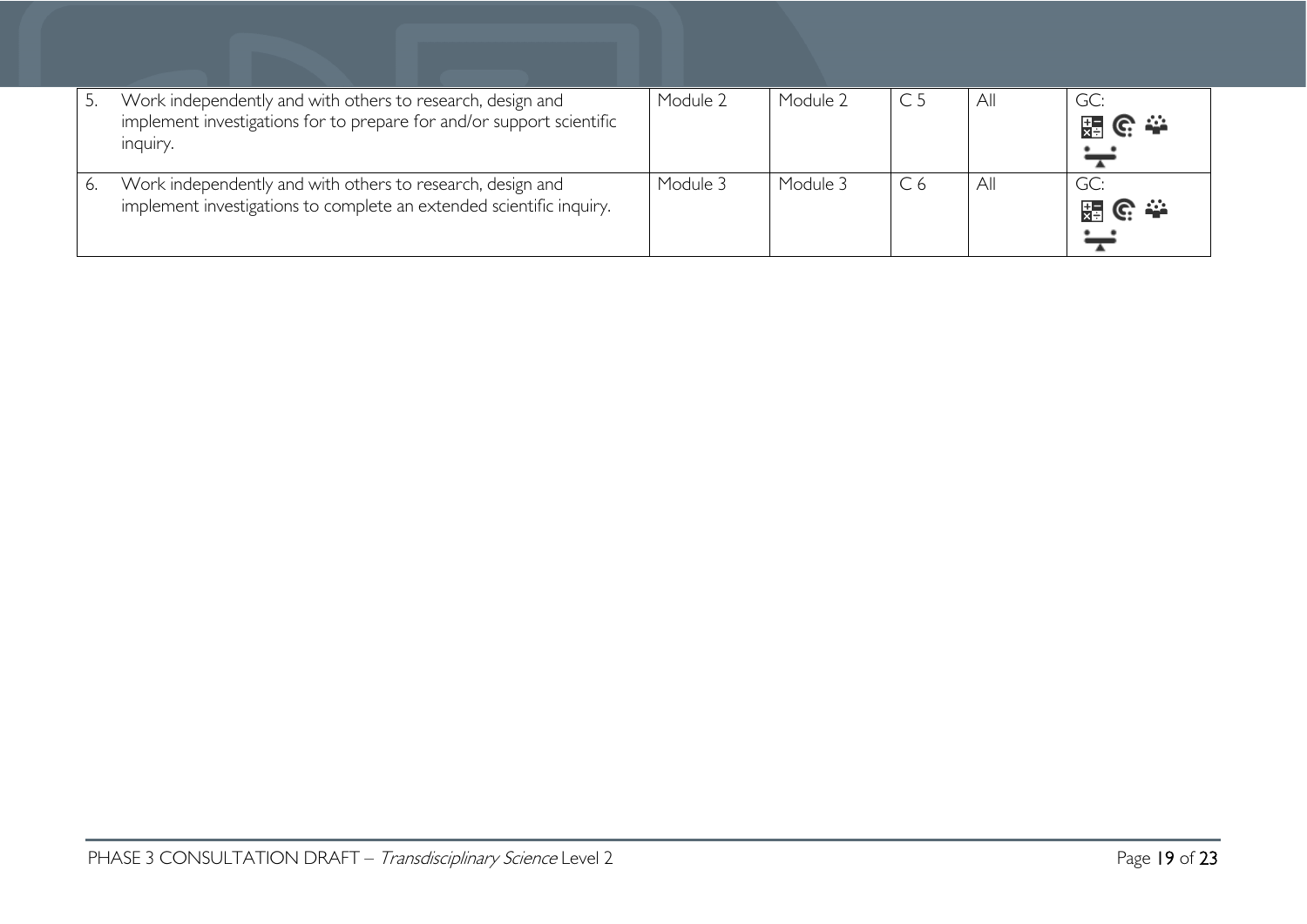| | | | | | |
|---|---|---|---|---|---|
| 5. Work independently and with others to research, design and implement investigations for to prepare for and/or support scientific inquiry. | Module 2 | Module 2 | C 5 | All | GC: |
| 6. Work independently and with others to research, design and implement investigations to complete an extended scientific inquiry. | Module 3 | Module 3 | C 6 | All | GC: |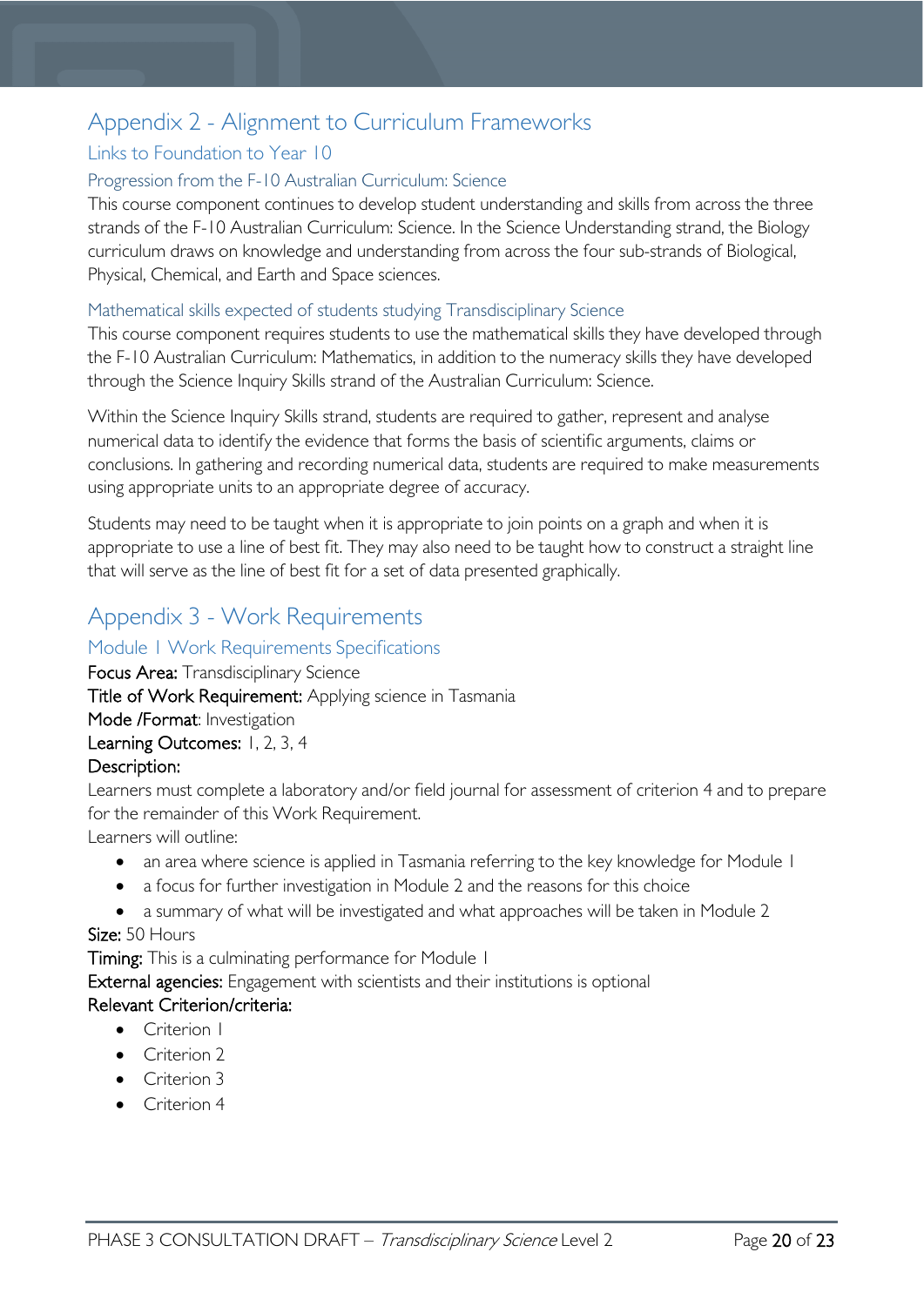# Appendix 2 - Alignment to Curriculum Frameworks

## Links to Foundation to Year 10

### Progression from the F-10 Australian Curriculum: Science

This course component continues to develop student understanding and skills from across the three strands of the F-10 Australian Curriculum: Science. In the Science Understanding strand, the Biology curriculum draws on knowledge and understanding from across the four sub-strands of Biological, Physical, Chemical, and Earth and Space sciences.

### Mathematical skills expected of students studying Transdisciplinary Science

This course component requires students to use the mathematical skills they have developed through the F-10 Australian Curriculum: Mathematics, in addition to the numeracy skills they have developed through the Science Inquiry Skills strand of the Australian Curriculum: Science.

Within the Science Inquiry Skills strand, students are required to gather, represent and analyse numerical data to identify the evidence that forms the basis of scientific arguments, claims or conclusions. In gathering and recording numerical data, students are required to make measurements using appropriate units to an appropriate degree of accuracy.

Students may need to be taught when it is appropriate to join points on a graph and when it is appropriate to use a line of best fit. They may also need to be taught how to construct a straight line that will serve as the line of best fit for a set of data presented graphically.

# Appendix 3 - Work Requirements

## Module 1 Work Requirements Specifications

**Focus Area:** Transdisciplinary Science

**Title of Work Requirement:** Applying science in Tasmania

**Mode /Format**: Investigation

**Learning Outcomes:** 1, 2, 3, 4

**Description:**

Learners must complete a laboratory and/or field journal for assessment of criterion 4 and to prepare for the remainder of this Work Requirement.

Learners will outline:

- an area where science is applied in Tasmania referring to the key knowledge for Module 1
- a focus for further investigation in Module 2 and the reasons for this choice
- a summary of what will be investigated and what approaches will be taken in Module 2

**Size:** 50 Hours

**Timing:** This is a culminating performance for Module 1

**External agencies:** Engagement with scientists and their institutions is optional

**Relevant Criterion/criteria:**

- Criterion 1
- Criterion 2
- Criterion 3
- Criterion 4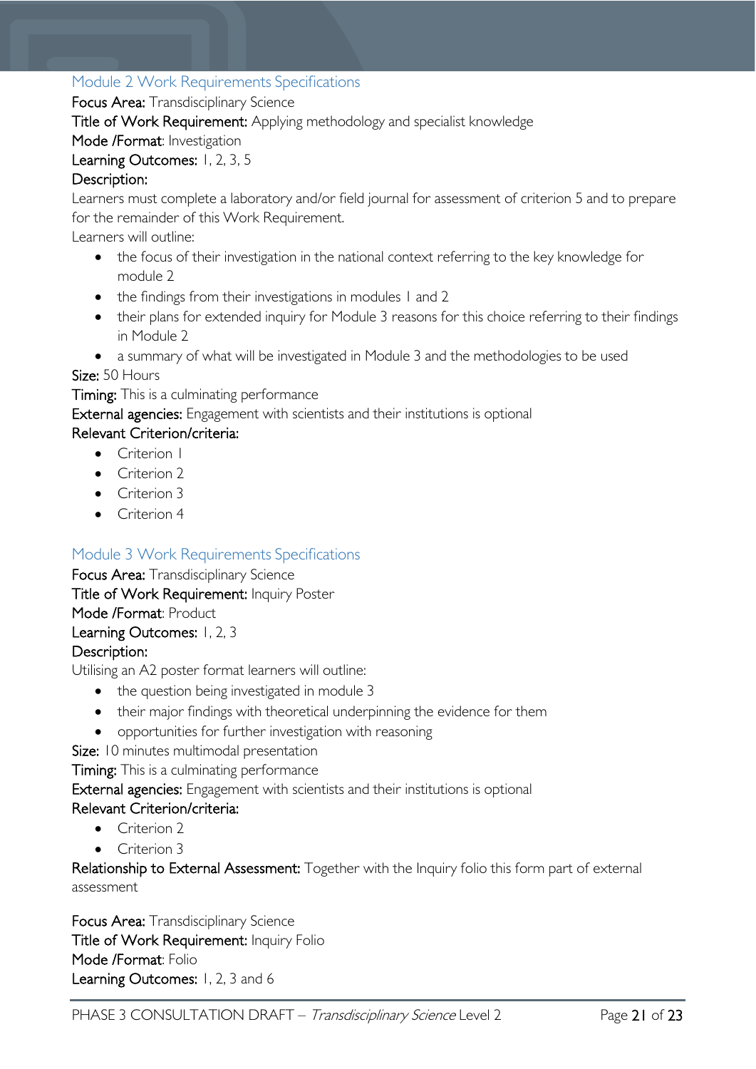## Module 2 Work Requirements Specifications

**Focus Area:** Transdisciplinary Science

**Title of Work Requirement:** Applying methodology and specialist knowledge

**Mode /Format**: Investigation

**Learning Outcomes:** 1, 2, 3, 5

**Description:**

Learners must complete a laboratory and/or field journal for assessment of criterion 5 and to prepare for the remainder of this Work Requirement.

Learners will outline:

- the focus of their investigation in the national context referring to the key knowledge for module 2
- the findings from their investigations in modules 1 and 2
- their plans for extended inquiry for Module 3 reasons for this choice referring to their findings in Module 2
- a summary of what will be investigated in Module 3 and the methodologies to be used

**Size:** 50 Hours

**Timing:** This is a culminating performance

**External agencies:** Engagement with scientists and their institutions is optional

**Relevant Criterion/criteria:**

- Criterion 1
- Criterion 2
- Criterion 3
- Criterion 4

## Module 3 Work Requirements Specifications

**Focus Area:** Transdisciplinary Science

**Title of Work Requirement:** Inquiry Poster

**Mode /Format**: Product

**Learning Outcomes:** 1, 2, 3

**Description:**

Utilising an A2 poster format learners will outline:

- the question being investigated in module 3
- their major findings with theoretical underpinning the evidence for them
- opportunities for further investigation with reasoning

**Size:** 10 minutes multimodal presentation

**Timing:** This is a culminating performance

**External agencies:** Engagement with scientists and their institutions is optional

**Relevant Criterion/criteria:**

- Criterion 2
- Criterion 3

**Relationship to External Assessment:** Together with the Inquiry folio this form part of external assessment

**Focus Area:** Transdisciplinary Science

**Title of Work Requirement:** Inquiry Folio

**Mode /Format**: Folio

**Learning Outcomes:** 1, 2, 3 and 6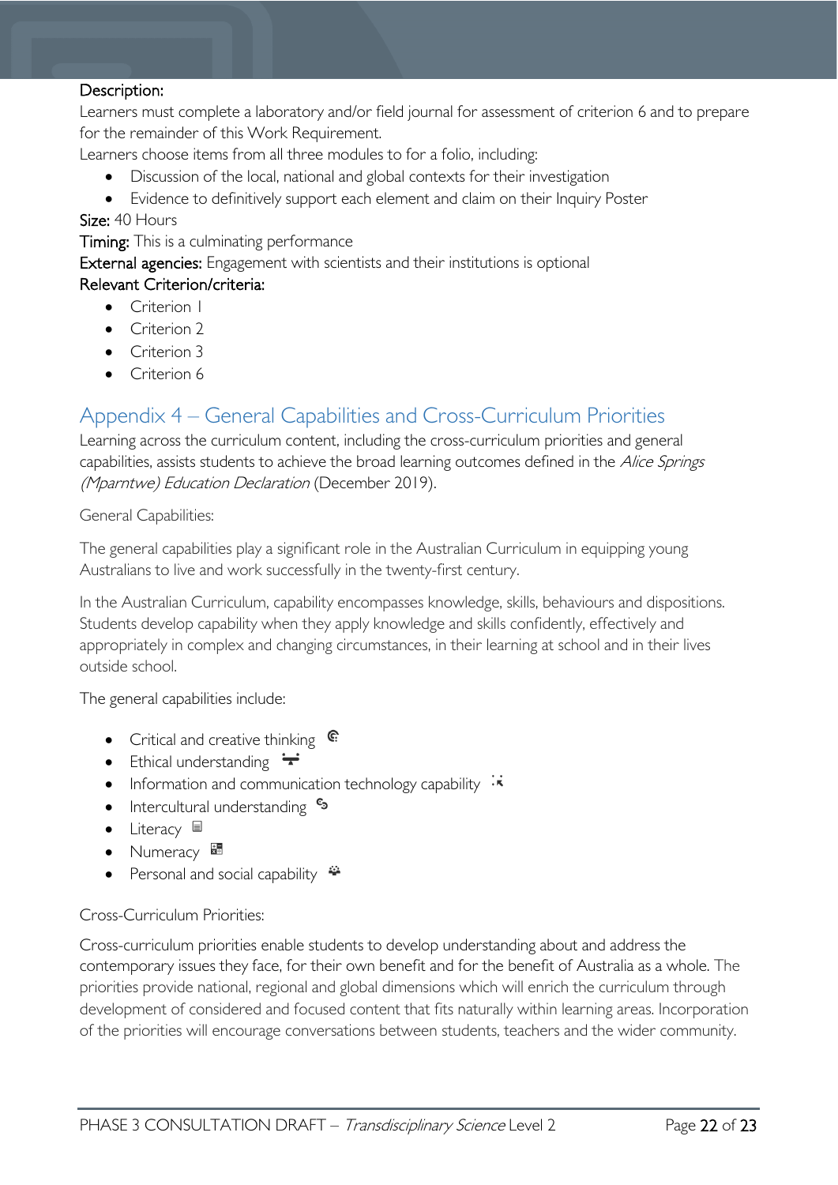Description:

Learners must complete a laboratory and/or field journal for assessment of criterion 6 and to prepare for the remainder of this Work Requirement.

Learners choose items from all three modules to for a folio, including:

- Discussion of the local, national and global contexts for their investigation
- Evidence to definitively support each element and claim on their Inquiry Poster

Size: 40 Hours

Timing: This is a culminating performance

External agencies: Engagement with scientists and their institutions is optional

Relevant Criterion/criteria:

- Criterion 1
- Criterion 2
- Criterion 3
- Criterion 6

## Appendix 4 – General Capabilities and Cross-Curriculum Priorities

Learning across the curriculum content, including the cross-curriculum priorities and general capabilities, assists students to achieve the broad learning outcomes defined in the *Alice Springs (Mparntwe) Education Declaration* (December 2019).

General Capabilities:

The general capabilities play a significant role in the Australian Curriculum in equipping young Australians to live and work successfully in the twenty-first century.

In the Australian Curriculum, capability encompasses knowledge, skills, behaviours and dispositions. Students develop capability when they apply knowledge and skills confidently, effectively and appropriately in complex and changing circumstances, in their learning at school and in their lives outside school.

The general capabilities include:

- Critical and creative thinking
- Ethical understanding
- Information and communication technology capability
- Intercultural understanding
- Literacy
- Numeracy
- Personal and social capability

Cross-Curriculum Priorities:

Cross-curriculum priorities enable students to develop understanding about and address the contemporary issues they face, for their own benefit and for the benefit of Australia as a whole. The priorities provide national, regional and global dimensions which will enrich the curriculum through development of considered and focused content that fits naturally within learning areas. Incorporation of the priorities will encourage conversations between students, teachers and the wider community.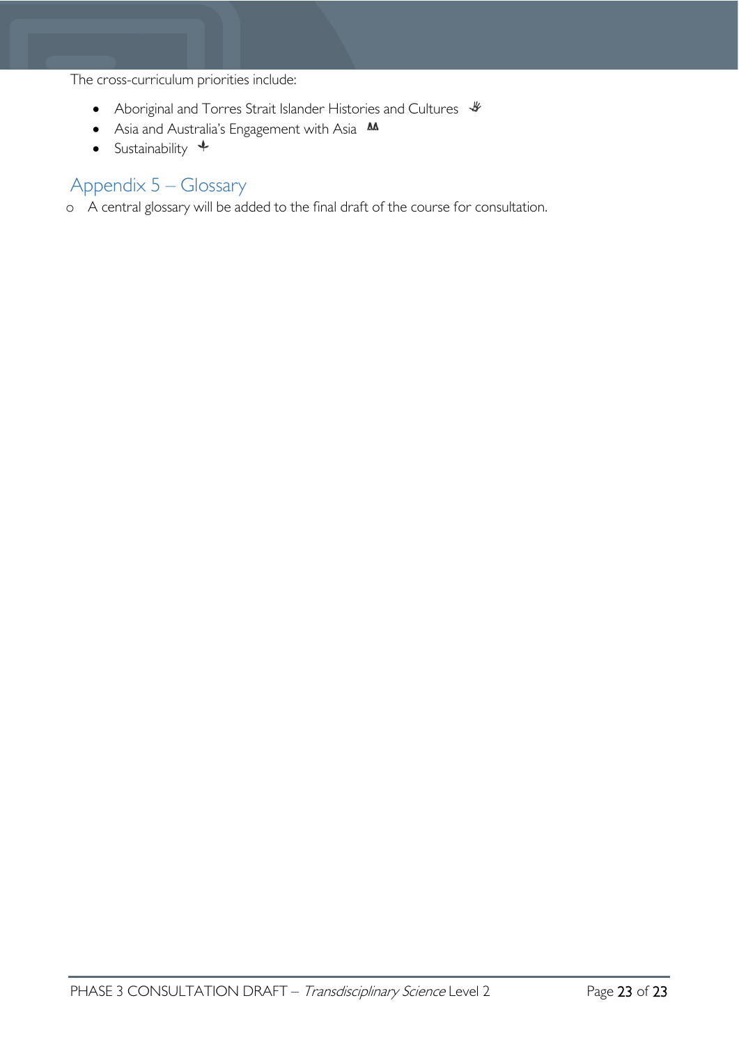The cross-curriculum priorities include:

- Aboriginal and Torres Strait Islander Histories and Cultures
- Asia and Australia's Engagement with Asia
- Sustainability

## Appendix 5 – Glossary

- A central glossary will be added to the final draft of the course for consultation.